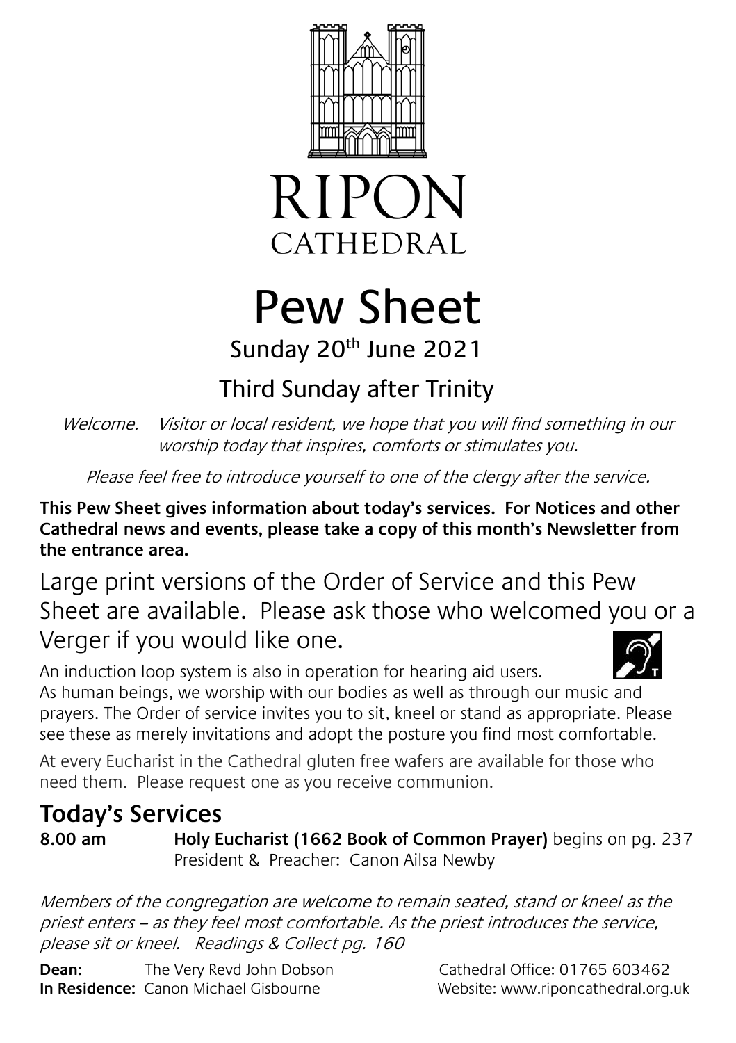RIPON
CATHEDRAL

# Pew Sheet

Sunday 20th June 2021

## Third Sunday after Trinity

*Welcome. Visitor or local resident, we hope that you will find something in our worship today that inspires, comforts or stimulates you.*

*Please feel free to introduce yourself to one of the clergy after the service.*

**This Pew Sheet gives information about today's services. For Notices and other Cathedral news and events, please take a copy of this month's Newsletter from the entrance area.**

Large print versions of the Order of Service and this Pew Sheet are available. Please ask those who welcomed you or a Verger if you would like one.

An induction loop system is also in operation for hearing aid users.

As human beings, we worship with our bodies as well as through our music and prayers. The Order of service invites you to sit, kneel or stand as appropriate. Please see these as merely invitations and adopt the posture you find most comfortable.

At every Eucharist in the Cathedral gluten free wafers are available for those who need them. Please request one as you receive communion.

## Today's Services

**8.00 am** **Holy Eucharist (1662 Book of Common Prayer)** begins on pg. 237
President & Preacher: Canon Ailsa Newby

*Members of the congregation are welcome to remain seated, stand or kneel as the priest enters – as they feel most comfortable. As the priest introduces the service, please sit or kneel. Readings & Collect pg. 160*

**Dean:** The Very Revd John Dobson
**In Residence:** Canon Michael Gisbourne

Cathedral Office: 01765 603462
Website: www.riponcathedral.org.uk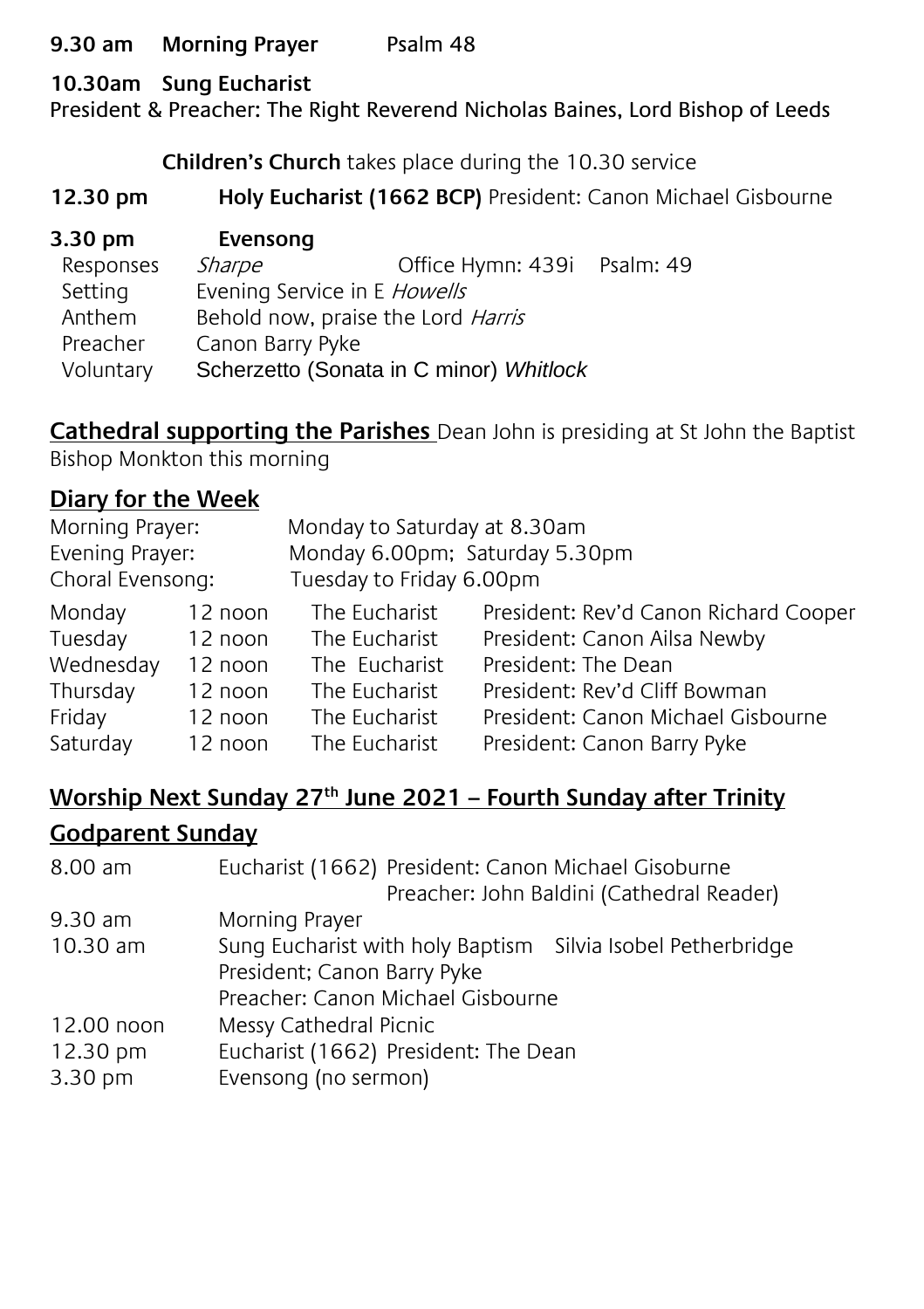**9.30 am Morning Prayer** Psalm 48

**10.30am Sung Eucharist**
President & Preacher: The Right Reverend Nicholas Baines, Lord Bishop of Leeds

**Children's Church** takes place during the 10.30 service

**12.30 pm Holy Eucharist (1662 BCP)** President: Canon Michael Gisbourne

**3.30 pm Evensong**

| | | | |
|---|---|---|---|
| Responses | *Sharpe* | Office Hymn: 439i | Psalm: 49 |
| Setting | Evening Service in E *Howells* | | |
| Anthem | Behold now, praise the Lord *Harris* | | |
| Preacher | Canon Barry Pyke | | |
| Voluntary | Scherzetto (Sonata in C minor) *Whitlock* | | |

**Cathedral supporting the Parishes** Dean John is presiding at St John the Baptist Bishop Monkton this morning

## Diary for the Week

Morning Prayer: Monday to Saturday at 8.30am
Evening Prayer: Monday 6.00pm; Saturday 5.30pm
Choral Evensong: Tuesday to Friday 6.00pm

| | | | |
|---|---|---|---|
| Monday | 12 noon | The Eucharist | President: Rev'd Canon Richard Cooper |
| Tuesday | 12 noon | The Eucharist | President: Canon Ailsa Newby |
| Wednesday | 12 noon | The Eucharist | President: The Dean |
| Thursday | 12 noon | The Eucharist | President: Rev'd Cliff Bowman |
| Friday | 12 noon | The Eucharist | President: Canon Michael Gisbourne |
| Saturday | 12 noon | The Eucharist | President: Canon Barry Pyke |

## Worship Next Sunday 27th June 2021 – Fourth Sunday after Trinity

## Godparent Sunday

| | |
|---|---|
| 8.00 am | Eucharist (1662) President: Canon Michael Gisoburne<br>Preacher: John Baldini (Cathedral Reader) |
| 9.30 am | Morning Prayer |
| 10.30 am | Sung Eucharist with holy Baptism Silvia Isobel Petherbridge<br>President; Canon Barry Pyke<br>Preacher: Canon Michael Gisbourne |
| 12.00 noon | Messy Cathedral Picnic |
| 12.30 pm | Eucharist (1662) President: The Dean |
| 3.30 pm | Evensong (no sermon) |